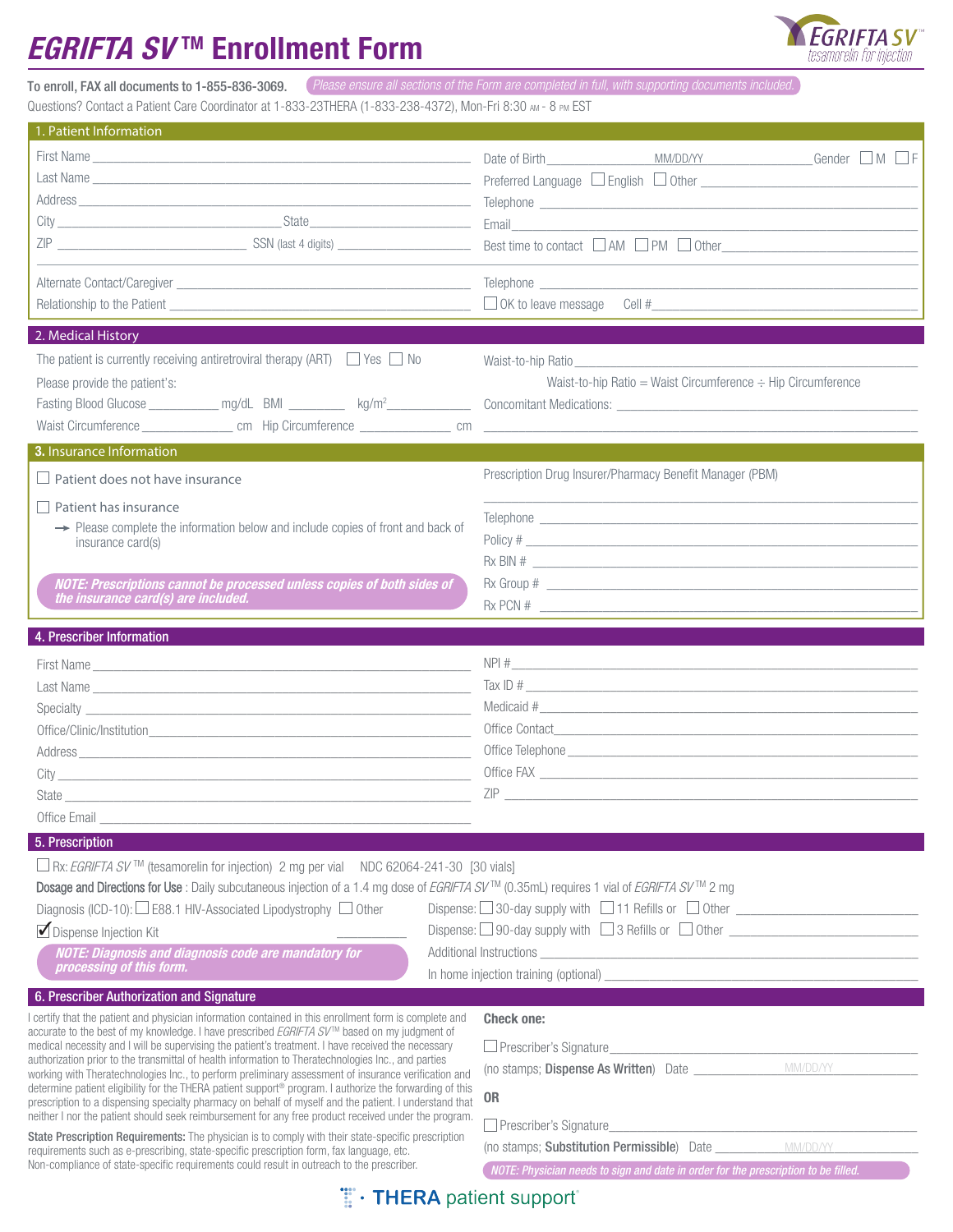# *EGRIFTA SV*™ Enrollment Form

EGRIFTA SV™ tesamorelin for injection

**To enroll, FAX all documents to 1-855-836-3069.** *Please ensure all sections of the Form are completed in full, with supporting documents included.*

Questions? Contact a Patient Care Coordinator at 1-833-23THERA (1-833-238-4372), Mon-Fri 8:30 AM - 8 PM EST

## 1. Patient Information

First Name ______________________

Last Name ______________________

Address ______________________

City ______________ State ______________

ZIP ______________ SSN (last 4 digits) ______________

Date of Birth ______ MM/DD/YY ______ Gender ☐ M ☐ F

Preferred Language ☐ English ☐ Other ______________

Telephone ______________________

Email ______________________

Best time to contact ☐ AM ☐ PM ☐ Other ______________

Alternate Contact/Caregiver ______________________

Relationship to the Patient ______________________

Telephone ______________________

☐ OK to leave message Cell # ______________________

## 2. Medical History

The patient is currently receiving antiretroviral therapy (ART) ☐ Yes ☐ No

Please provide the patient's:

Fasting Blood Glucose __________ mg/dL BMI __________ kg/m² __________

Waist Circumference __________ cm Hip Circumference __________ cm

Waist-to-hip Ratio ______________________

Waist-to-hip Ratio = Waist Circumference ÷ Hip Circumference

Concomitant Medications: ______________________

## 3. Insurance Information

☐ Patient does not have insurance

☐ Patient has insurance

→ Please complete the information below and include copies of front and back of insurance card(s)

*NOTE: Prescriptions cannot be processed unless copies of both sides of the insurance card(s) are included.*

Prescription Drug Insurer/Pharmacy Benefit Manager (PBM) ______________________

Telephone ______________________

Policy # ______________________

Rx BIN # ______________________

Rx Group # ______________________

Rx PCN # ______________________

## 4. Prescriber Information

First Name ______________________

Last Name ______________________

Specialty ______________________

Office/Clinic/Institution ______________________

Address ______________________

City ______________________

State ______________________

Office Email ______________________

NPI # ______________________

Tax ID # ______________________

Medicaid # ______________________

Office Contact ______________________

Office Telephone ______________________

Office FAX ______________________

ZIP ______________________

## 5. Prescription

☐ Rx: *EGRIFTA SV*™ (tesamorelin for injection) 2 mg per vial NDC 62064-241-30 [30 vials]

**Dosage and Directions for Use**: Daily subcutaneous injection of a 1.4 mg dose of *EGRIFTA SV*™ (0.35mL) requires 1 vial of *EGRIFTA SV*™ 2 mg

Diagnosis (ICD-10): ☐ E88.1 HIV-Associated Lipodystrophy ☐ Other __________

☑ Dispense Injection Kit

*NOTE: Diagnosis and diagnosis code are mandatory for processing of this form.*

Dispense: ☐ 30-day supply with ☐ 11 Refills or ☐ Other ______________

Dispense: ☐ 90-day supply with ☐ 3 Refills or ☐ Other ______________

Additional Instructions ______________________

In home injection training (optional) ______________________

## 6. Prescriber Authorization and Signature

I certify that the patient and physician information contained in this enrollment form is complete and accurate to the best of my knowledge. I have prescribed *EGRIFTA SV*™ based on my judgment of medical necessity and I will be supervising the patient's treatment. I have received the necessary authorization prior to the transmittal of health information to Theratechnologies Inc., and parties working with Theratechnologies Inc., to perform preliminary assessment of insurance verification and determine patient eligibility for the THERA patient support® program. I authorize the forwarding of this prescription to a dispensing specialty pharmacy on behalf of myself and the patient. I understand that neither I nor the patient should seek reimbursement for any free product received under the program.

**State Prescription Requirements:** The physician is to comply with their state-specific prescription requirements such as e-prescribing, state-specific prescription form, fax language, etc. Non-compliance of state-specific requirements could result in outreach to the prescriber.

**Check one:**

☐ Prescriber's Signature ______________________

(no stamps; **Dispense As Written**) Date ______ MM/DD/YY

**OR**

☐ Prescriber's Signature ______________________

(no stamps; **Substitution Permissible**) Date ______ MM/DD/YY

*NOTE: Physician needs to sign and date in order for the prescription to be filled.*

THERA patient support®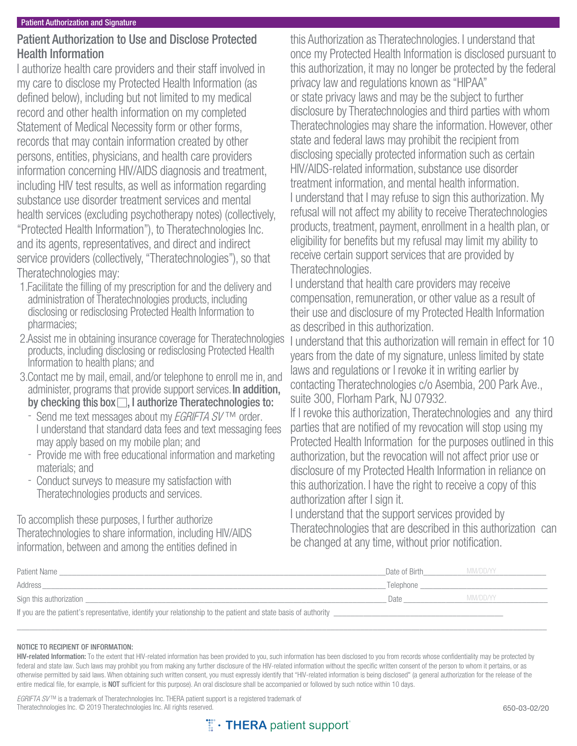Patient Authorization and Signature

## Patient Authorization to Use and Disclose Protected Health Information

I authorize health care providers and their staff involved in my care to disclose my Protected Health Information (as defined below), including but not limited to my medical record and other health information on my completed Statement of Medical Necessity form or other forms, records that may contain information created by other persons, entities, physicians, and health care providers information concerning HIV/AIDS diagnosis and treatment, including HIV test results, as well as information regarding substance use disorder treatment services and mental health services (excluding psychotherapy notes) (collectively, "Protected Health Information"), to Theratechnologies Inc. and its agents, representatives, and direct and indirect service providers (collectively, "Theratechnologies"), so that Theratechnologies may:

1. Facilitate the filling of my prescription for and the delivery and administration of Theratechnologies products, including disclosing or redisclosing Protected Health Information to pharmacies;
2. Assist me in obtaining insurance coverage for Theratechnologies products, including disclosing or redisclosing Protected Health Information to health plans; and
3. Contact me by mail, email, and/or telephone to enroll me in, and administer, programs that provide support services. **In addition, by checking this box ☐, I authorize Theratechnologies to:**
   - Send me text messages about my *EGRIFTA SV*™ order. I understand that standard data fees and text messaging fees may apply based on my mobile plan; and
   - Provide me with free educational information and marketing materials; and
   - Conduct surveys to measure my satisfaction with Theratechnologies products and services.

To accomplish these purposes, I further authorize Theratechnologies to share information, including HIV/AIDS information, between and among the entities defined in this Authorization as Theratechnologies. I understand that once my Protected Health Information is disclosed pursuant to this authorization, it may no longer be protected by the federal privacy law and regulations known as "HIPAA" or state privacy laws and may be the subject to further disclosure by Theratechnologies and third parties with whom Theratechnologies may share the information. However, other state and federal laws may prohibit the recipient from disclosing specially protected information such as certain HIV/AIDS-related information, substance use disorder treatment information, and mental health information.

I understand that I may refuse to sign this authorization. My refusal will not affect my ability to receive Theratechnologies products, treatment, payment, enrollment in a health plan, or eligibility for benefits but my refusal may limit my ability to receive certain support services that are provided by Theratechnologies.

I understand that health care providers may receive compensation, remuneration, or other value as a result of their use and disclosure of my Protected Health Information as described in this authorization.

I understand that this authorization will remain in effect for 10 years from the date of my signature, unless limited by state laws and regulations or I revoke it in writing earlier by contacting Theratechnologies c/o Asembia, 200 Park Ave., suite 300, Florham Park, NJ 07932.

If I revoke this authorization, Theratechnologies and any third parties that are notified of my revocation will stop using my Protected Health Information for the purposes outlined in this authorization, but the revocation will not affect prior use or disclosure of my Protected Health Information in reliance on this authorization. I have the right to receive a copy of this authorization after I sign it.

I understand that the support services provided by Theratechnologies that are described in this authorization can be changed at any time, without prior notification.

Patient Name ______________________________ Date of Birth MM/DD/YY

Address ______________________________ Telephone ______________________________

Sign this authorization ______________________________ Date MM/DD/YY

If you are the patient's representative, identify your relationship to the patient and state basis of authority ______________________________

**NOTICE TO RECIPIENT OF INFORMATION:**

**HIV-related Information:** To the extent that HIV-related information has been provided to you, such information has been disclosed to you from records whose confidentiality may be protected by federal and state law. Such laws may prohibit you from making any further disclosure of the HIV-related information without the specific written consent of the person to whom it pertains, or as otherwise permitted by said laws. When obtaining such written consent, you must expressly identify that "HIV-related information is being disclosed" (a general authorization for the release of the entire medical file, for example, is **NOT** sufficient for this purpose). An oral disclosure shall be accompanied or followed by such notice within 10 days.

*EGRIFTA SV*™ is a trademark of Theratechnologies Inc. THERA patient support is a registered trademark of Theratechnologies Inc. © 2019 Theratechnologies Inc. All rights reserved.

650-03-02/20

THERA patient support®